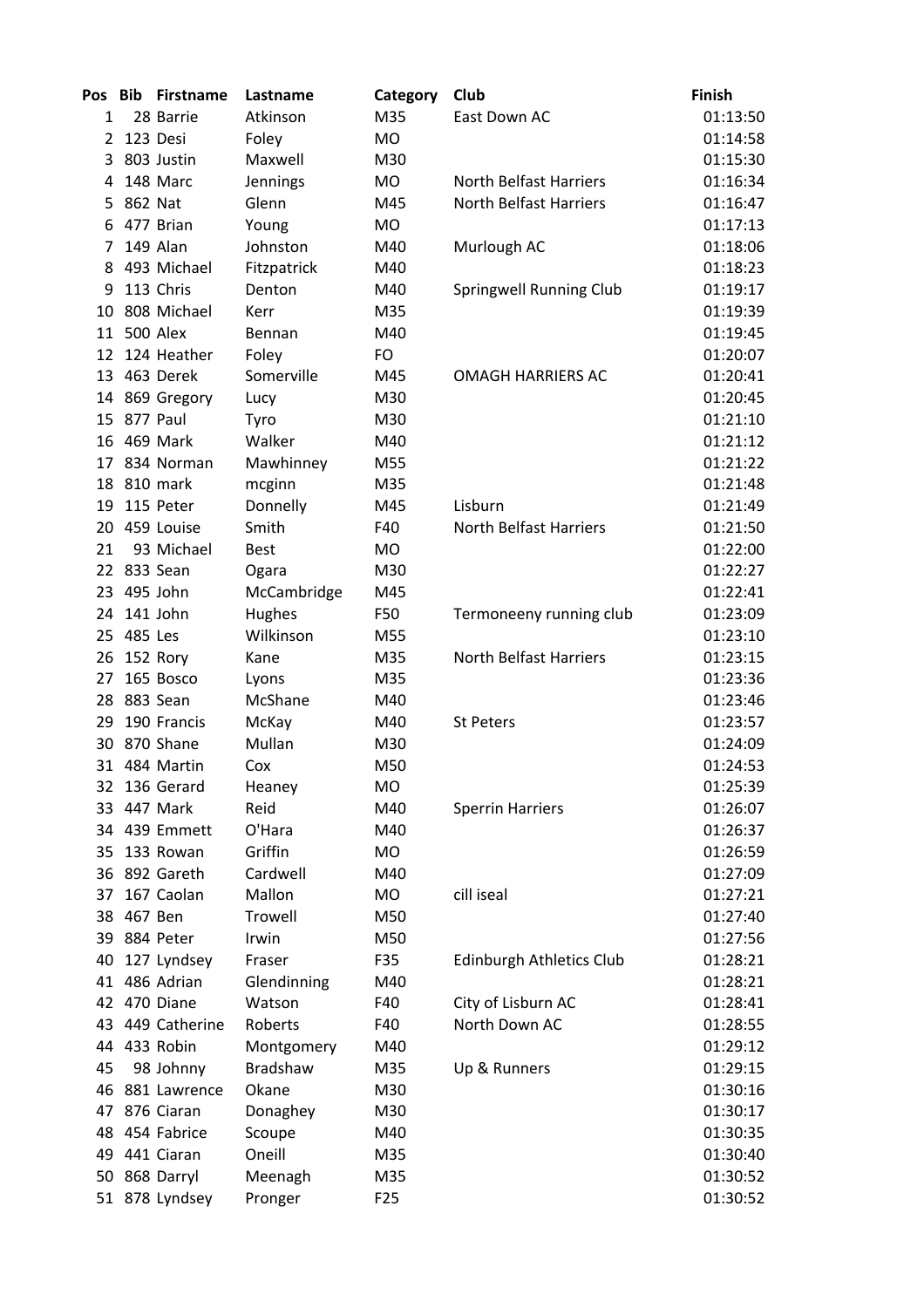| Pos | Bib | Firstname | Lastname | Category | Club | Finish |
|---|---|---|---|---|---|---|
| 1 | 28 | Barrie | Atkinson | M35 | East Down AC | 01:13:50 |
| 2 | 123 | Desi | Foley | MO | | 01:14:58 |
| 3 | 803 | Justin | Maxwell | M30 | | 01:15:30 |
| 4 | 148 | Marc | Jennings | MO | North Belfast Harriers | 01:16:34 |
| 5 | 862 | Nat | Glenn | M45 | North Belfast Harriers | 01:16:47 |
| 6 | 477 | Brian | Young | MO | | 01:17:13 |
| 7 | 149 | Alan | Johnston | M40 | Murlough AC | 01:18:06 |
| 8 | 493 | Michael | Fitzpatrick | M40 | | 01:18:23 |
| 9 | 113 | Chris | Denton | M40 | Springwell Running Club | 01:19:17 |
| 10 | 808 | Michael | Kerr | M35 | | 01:19:39 |
| 11 | 500 | Alex | Bennan | M40 | | 01:19:45 |
| 12 | 124 | Heather | Foley | FO | | 01:20:07 |
| 13 | 463 | Derek | Somerville | M45 | OMAGH HARRIERS AC | 01:20:41 |
| 14 | 869 | Gregory | Lucy | M30 | | 01:20:45 |
| 15 | 877 | Paul | Tyro | M30 | | 01:21:10 |
| 16 | 469 | Mark | Walker | M40 | | 01:21:12 |
| 17 | 834 | Norman | Mawhinney | M55 | | 01:21:22 |
| 18 | 810 | mark | mcginn | M35 | | 01:21:48 |
| 19 | 115 | Peter | Donnelly | M45 | Lisburn | 01:21:49 |
| 20 | 459 | Louise | Smith | F40 | North Belfast Harriers | 01:21:50 |
| 21 | 93 | Michael | Best | MO | | 01:22:00 |
| 22 | 833 | Sean | Ogara | M30 | | 01:22:27 |
| 23 | 495 | John | McCambridge | M45 | | 01:22:41 |
| 24 | 141 | John | Hughes | F50 | Termoneeny running club | 01:23:09 |
| 25 | 485 | Les | Wilkinson | M55 | | 01:23:10 |
| 26 | 152 | Rory | Kane | M35 | North Belfast Harriers | 01:23:15 |
| 27 | 165 | Bosco | Lyons | M35 | | 01:23:36 |
| 28 | 883 | Sean | McShane | M40 | | 01:23:46 |
| 29 | 190 | Francis | McKay | M40 | St Peters | 01:23:57 |
| 30 | 870 | Shane | Mullan | M30 | | 01:24:09 |
| 31 | 484 | Martin | Cox | M50 | | 01:24:53 |
| 32 | 136 | Gerard | Heaney | MO | | 01:25:39 |
| 33 | 447 | Mark | Reid | M40 | Sperrin Harriers | 01:26:07 |
| 34 | 439 | Emmett | O'Hara | M40 | | 01:26:37 |
| 35 | 133 | Rowan | Griffin | MO | | 01:26:59 |
| 36 | 892 | Gareth | Cardwell | M40 | | 01:27:09 |
| 37 | 167 | Caolan | Mallon | MO | cill iseal | 01:27:21 |
| 38 | 467 | Ben | Trowell | M50 | | 01:27:40 |
| 39 | 884 | Peter | Irwin | M50 | | 01:27:56 |
| 40 | 127 | Lyndsey | Fraser | F35 | Edinburgh Athletics Club | 01:28:21 |
| 41 | 486 | Adrian | Glendinning | M40 | | 01:28:21 |
| 42 | 470 | Diane | Watson | F40 | City of Lisburn AC | 01:28:41 |
| 43 | 449 | Catherine | Roberts | F40 | North Down AC | 01:28:55 |
| 44 | 433 | Robin | Montgomery | M40 | | 01:29:12 |
| 45 | 98 | Johnny | Bradshaw | M35 | Up & Runners | 01:29:15 |
| 46 | 881 | Lawrence | Okane | M30 | | 01:30:16 |
| 47 | 876 | Ciaran | Donaghey | M30 | | 01:30:17 |
| 48 | 454 | Fabrice | Scoupe | M40 | | 01:30:35 |
| 49 | 441 | Ciaran | Oneill | M35 | | 01:30:40 |
| 50 | 868 | Darryl | Meenagh | M35 | | 01:30:52 |
| 51 | 878 | Lyndsey | Pronger | F25 | | 01:30:52 |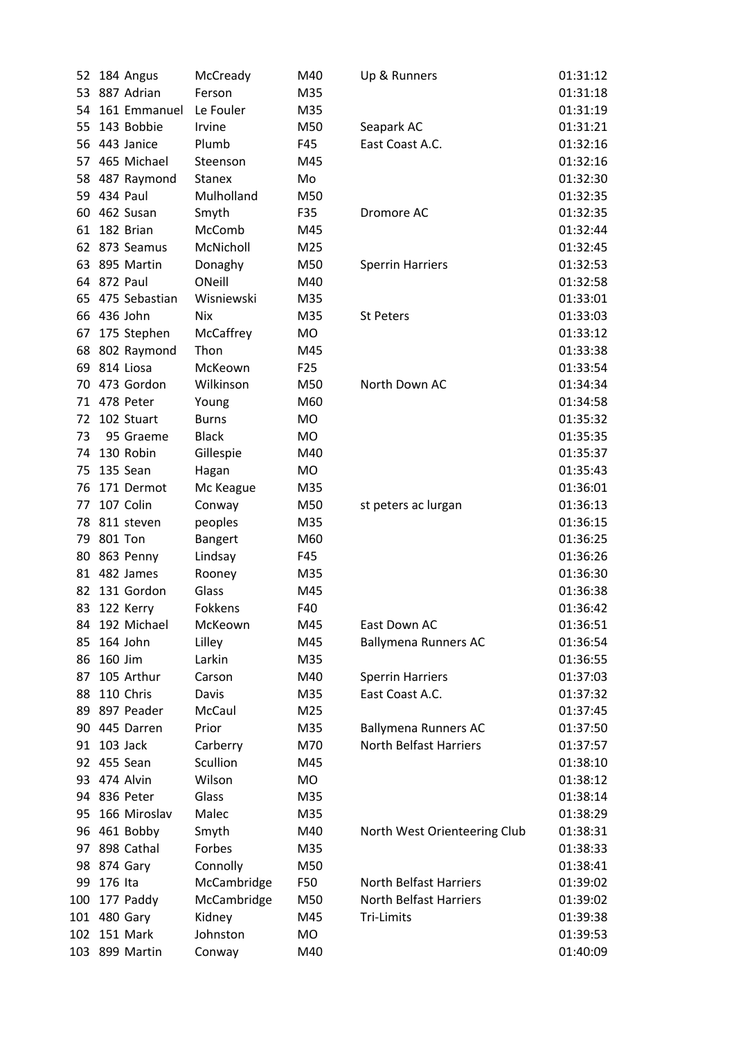| | | | | | | |
|---|---|---|---|---|---|---|
| 52 | 184 | Angus | McCready | M40 | Up & Runners | 01:31:12 |
| 53 | 887 | Adrian | Ferson | M35 | | 01:31:18 |
| 54 | 161 | Emmanuel | Le Fouler | M35 | | 01:31:19 |
| 55 | 143 | Bobbie | Irvine | M50 | Seapark AC | 01:31:21 |
| 56 | 443 | Janice | Plumb | F45 | East Coast A.C. | 01:32:16 |
| 57 | 465 | Michael | Steenson | M45 | | 01:32:16 |
| 58 | 487 | Raymond | Stanex | Mo | | 01:32:30 |
| 59 | 434 | Paul | Mulholland | M50 | | 01:32:35 |
| 60 | 462 | Susan | Smyth | F35 | Dromore AC | 01:32:35 |
| 61 | 182 | Brian | McComb | M45 | | 01:32:44 |
| 62 | 873 | Seamus | McNicholl | M25 | | 01:32:45 |
| 63 | 895 | Martin | Donaghy | M50 | Sperrin Harriers | 01:32:53 |
| 64 | 872 | Paul | ONeill | M40 | | 01:32:58 |
| 65 | 475 | Sebastian | Wisniewski | M35 | | 01:33:01 |
| 66 | 436 | John | Nix | M35 | St Peters | 01:33:03 |
| 67 | 175 | Stephen | McCaffrey | MO | | 01:33:12 |
| 68 | 802 | Raymond | Thon | M45 | | 01:33:38 |
| 69 | 814 | Liosa | McKeown | F25 | | 01:33:54 |
| 70 | 473 | Gordon | Wilkinson | M50 | North Down AC | 01:34:34 |
| 71 | 478 | Peter | Young | M60 | | 01:34:58 |
| 72 | 102 | Stuart | Burns | MO | | 01:35:32 |
| 73 | 95 | Graeme | Black | MO | | 01:35:35 |
| 74 | 130 | Robin | Gillespie | M40 | | 01:35:37 |
| 75 | 135 | Sean | Hagan | MO | | 01:35:43 |
| 76 | 171 | Dermot | Mc Keague | M35 | | 01:36:01 |
| 77 | 107 | Colin | Conway | M50 | st peters ac lurgan | 01:36:13 |
| 78 | 811 | steven | peoples | M35 | | 01:36:15 |
| 79 | 801 | Ton | Bangert | M60 | | 01:36:25 |
| 80 | 863 | Penny | Lindsay | F45 | | 01:36:26 |
| 81 | 482 | James | Rooney | M35 | | 01:36:30 |
| 82 | 131 | Gordon | Glass | M45 | | 01:36:38 |
| 83 | 122 | Kerry | Fokkens | F40 | | 01:36:42 |
| 84 | 192 | Michael | McKeown | M45 | East Down AC | 01:36:51 |
| 85 | 164 | John | Lilley | M45 | Ballymena Runners AC | 01:36:54 |
| 86 | 160 | Jim | Larkin | M35 | | 01:36:55 |
| 87 | 105 | Arthur | Carson | M40 | Sperrin Harriers | 01:37:03 |
| 88 | 110 | Chris | Davis | M35 | East Coast A.C. | 01:37:32 |
| 89 | 897 | Peader | McCaul | M25 | | 01:37:45 |
| 90 | 445 | Darren | Prior | M35 | Ballymena Runners AC | 01:37:50 |
| 91 | 103 | Jack | Carberry | M70 | North Belfast Harriers | 01:37:57 |
| 92 | 455 | Sean | Scullion | M45 | | 01:38:10 |
| 93 | 474 | Alvin | Wilson | MO | | 01:38:12 |
| 94 | 836 | Peter | Glass | M35 | | 01:38:14 |
| 95 | 166 | Miroslav | Malec | M35 | | 01:38:29 |
| 96 | 461 | Bobby | Smyth | M40 | North West Orienteering Club | 01:38:31 |
| 97 | 898 | Cathal | Forbes | M35 | | 01:38:33 |
| 98 | 874 | Gary | Connolly | M50 | | 01:38:41 |
| 99 | 176 | Ita | McCambridge | F50 | North Belfast Harriers | 01:39:02 |
| 100 | 177 | Paddy | McCambridge | M50 | North Belfast Harriers | 01:39:02 |
| 101 | 480 | Gary | Kidney | M45 | Tri-Limits | 01:39:38 |
| 102 | 151 | Mark | Johnston | MO | | 01:39:53 |
| 103 | 899 | Martin | Conway | M40 | | 01:40:09 |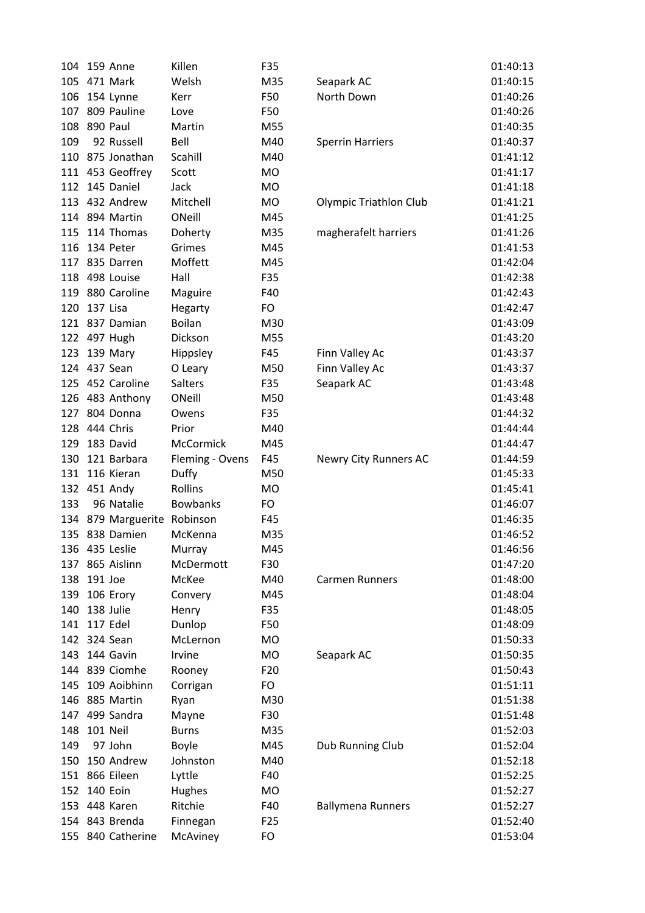| | | | | | | |
|---|---|---|---|---|---|---|
| 104 | 159 | Anne | Killen | F35 | | 01:40:13 |
| 105 | 471 | Mark | Welsh | M35 | Seapark AC | 01:40:15 |
| 106 | 154 | Lynne | Kerr | F50 | North Down | 01:40:26 |
| 107 | 809 | Pauline | Love | F50 | | 01:40:26 |
| 108 | 890 | Paul | Martin | M55 | | 01:40:35 |
| 109 | 92 | Russell | Bell | M40 | Sperrin Harriers | 01:40:37 |
| 110 | 875 | Jonathan | Scahill | M40 | | 01:41:12 |
| 111 | 453 | Geoffrey | Scott | MO | | 01:41:17 |
| 112 | 145 | Daniel | Jack | MO | | 01:41:18 |
| 113 | 432 | Andrew | Mitchell | MO | Olympic Triathlon Club | 01:41:21 |
| 114 | 894 | Martin | ONeill | M45 | | 01:41:25 |
| 115 | 114 | Thomas | Doherty | M35 | magherafelt harriers | 01:41:26 |
| 116 | 134 | Peter | Grimes | M45 | | 01:41:53 |
| 117 | 835 | Darren | Moffett | M45 | | 01:42:04 |
| 118 | 498 | Louise | Hall | F35 | | 01:42:38 |
| 119 | 880 | Caroline | Maguire | F40 | | 01:42:43 |
| 120 | 137 | Lisa | Hegarty | FO | | 01:42:47 |
| 121 | 837 | Damian | Boilan | M30 | | 01:43:09 |
| 122 | 497 | Hugh | Dickson | M55 | | 01:43:20 |
| 123 | 139 | Mary | Hippsley | F45 | Finn Valley Ac | 01:43:37 |
| 124 | 437 | Sean | O Leary | M50 | Finn Valley Ac | 01:43:37 |
| 125 | 452 | Caroline | Salters | F35 | Seapark AC | 01:43:48 |
| 126 | 483 | Anthony | ONeill | M50 | | 01:43:48 |
| 127 | 804 | Donna | Owens | F35 | | 01:44:32 |
| 128 | 444 | Chris | Prior | M40 | | 01:44:44 |
| 129 | 183 | David | McCormick | M45 | | 01:44:47 |
| 130 | 121 | Barbara | Fleming - Ovens | F45 | Newry City Runners AC | 01:44:59 |
| 131 | 116 | Kieran | Duffy | M50 | | 01:45:33 |
| 132 | 451 | Andy | Rollins | MO | | 01:45:41 |
| 133 | 96 | Natalie | Bowbanks | FO | | 01:46:07 |
| 134 | 879 | Marguerite | Robinson | F45 | | 01:46:35 |
| 135 | 838 | Damien | McKenna | M35 | | 01:46:52 |
| 136 | 435 | Leslie | Murray | M45 | | 01:46:56 |
| 137 | 865 | Aislinn | McDermott | F30 | | 01:47:20 |
| 138 | 191 | Joe | McKee | M40 | Carmen Runners | 01:48:00 |
| 139 | 106 | Erory | Convery | M45 | | 01:48:04 |
| 140 | 138 | Julie | Henry | F35 | | 01:48:05 |
| 141 | 117 | Edel | Dunlop | F50 | | 01:48:09 |
| 142 | 324 | Sean | McLernon | MO | | 01:50:33 |
| 143 | 144 | Gavin | Irvine | MO | Seapark AC | 01:50:35 |
| 144 | 839 | Ciomhe | Rooney | F20 | | 01:50:43 |
| 145 | 109 | Aoibhinn | Corrigan | FO | | 01:51:11 |
| 146 | 885 | Martin | Ryan | M30 | | 01:51:38 |
| 147 | 499 | Sandra | Mayne | F30 | | 01:51:48 |
| 148 | 101 | Neil | Burns | M35 | | 01:52:03 |
| 149 | 97 | John | Boyle | M45 | Dub Running Club | 01:52:04 |
| 150 | 150 | Andrew | Johnston | M40 | | 01:52:18 |
| 151 | 866 | Eileen | Lyttle | F40 | | 01:52:25 |
| 152 | 140 | Eoin | Hughes | MO | | 01:52:27 |
| 153 | 448 | Karen | Ritchie | F40 | Ballymena Runners | 01:52:27 |
| 154 | 843 | Brenda | Finnegan | F25 | | 01:52:40 |
| 155 | 840 | Catherine | McAviney | FO | | 01:53:04 |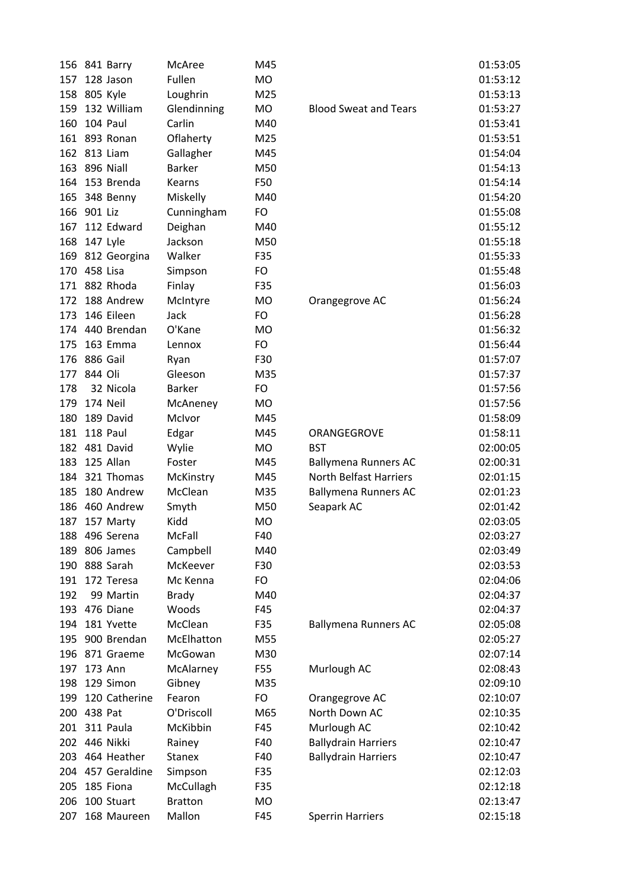| | | | | | | |
|---|---|---|---|---|---|---|
| 156 | 841 | Barry | McAree | M45 | | 01:53:05 |
| 157 | 128 | Jason | Fullen | MO | | 01:53:12 |
| 158 | 805 | Kyle | Loughrin | M25 | | 01:53:13 |
| 159 | 132 | William | Glendinning | MO | Blood Sweat and Tears | 01:53:27 |
| 160 | 104 | Paul | Carlin | M40 | | 01:53:41 |
| 161 | 893 | Ronan | Oflaherty | M25 | | 01:53:51 |
| 162 | 813 | Liam | Gallagher | M45 | | 01:54:04 |
| 163 | 896 | Niall | Barker | M50 | | 01:54:13 |
| 164 | 153 | Brenda | Kearns | F50 | | 01:54:14 |
| 165 | 348 | Benny | Miskelly | M40 | | 01:54:20 |
| 166 | 901 | Liz | Cunningham | FO | | 01:55:08 |
| 167 | 112 | Edward | Deighan | M40 | | 01:55:12 |
| 168 | 147 | Lyle | Jackson | M50 | | 01:55:18 |
| 169 | 812 | Georgina | Walker | F35 | | 01:55:33 |
| 170 | 458 | Lisa | Simpson | FO | | 01:55:48 |
| 171 | 882 | Rhoda | Finlay | F35 | | 01:56:03 |
| 172 | 188 | Andrew | McIntyre | MO | Orangegrove AC | 01:56:24 |
| 173 | 146 | Eileen | Jack | FO | | 01:56:28 |
| 174 | 440 | Brendan | O'Kane | MO | | 01:56:32 |
| 175 | 163 | Emma | Lennox | FO | | 01:56:44 |
| 176 | 886 | Gail | Ryan | F30 | | 01:57:07 |
| 177 | 844 | Oli | Gleeson | M35 | | 01:57:37 |
| 178 | 32 | Nicola | Barker | FO | | 01:57:56 |
| 179 | 174 | Neil | McAneney | MO | | 01:57:56 |
| 180 | 189 | David | McIvor | M45 | | 01:58:09 |
| 181 | 118 | Paul | Edgar | M45 | ORANGEGROVE | 01:58:11 |
| 182 | 481 | David | Wylie | MO | BST | 02:00:05 |
| 183 | 125 | Allan | Foster | M45 | Ballymena Runners AC | 02:00:31 |
| 184 | 321 | Thomas | McKinstry | M45 | North Belfast Harriers | 02:01:15 |
| 185 | 180 | Andrew | McClean | M35 | Ballymena Runners AC | 02:01:23 |
| 186 | 460 | Andrew | Smyth | M50 | Seapark AC | 02:01:42 |
| 187 | 157 | Marty | Kidd | MO | | 02:03:05 |
| 188 | 496 | Serena | McFall | F40 | | 02:03:27 |
| 189 | 806 | James | Campbell | M40 | | 02:03:49 |
| 190 | 888 | Sarah | McKeever | F30 | | 02:03:53 |
| 191 | 172 | Teresa | Mc Kenna | FO | | 02:04:06 |
| 192 | 99 | Martin | Brady | M40 | | 02:04:37 |
| 193 | 476 | Diane | Woods | F45 | | 02:04:37 |
| 194 | 181 | Yvette | McClean | F35 | Ballymena Runners AC | 02:05:08 |
| 195 | 900 | Brendan | McElhatton | M55 | | 02:05:27 |
| 196 | 871 | Graeme | McGowan | M30 | | 02:07:14 |
| 197 | 173 | Ann | McAlarney | F55 | Murlough AC | 02:08:43 |
| 198 | 129 | Simon | Gibney | M35 | | 02:09:10 |
| 199 | 120 | Catherine | Fearon | FO | Orangegrove AC | 02:10:07 |
| 200 | 438 | Pat | O'Driscoll | M65 | North Down AC | 02:10:35 |
| 201 | 311 | Paula | McKibbin | F45 | Murlough AC | 02:10:42 |
| 202 | 446 | Nikki | Rainey | F40 | Ballydrain Harriers | 02:10:47 |
| 203 | 464 | Heather | Stanex | F40 | Ballydrain Harriers | 02:10:47 |
| 204 | 457 | Geraldine | Simpson | F35 | | 02:12:03 |
| 205 | 185 | Fiona | McCullagh | F35 | | 02:12:18 |
| 206 | 100 | Stuart | Bratton | MO | | 02:13:47 |
| 207 | 168 | Maureen | Mallon | F45 | Sperrin Harriers | 02:15:18 |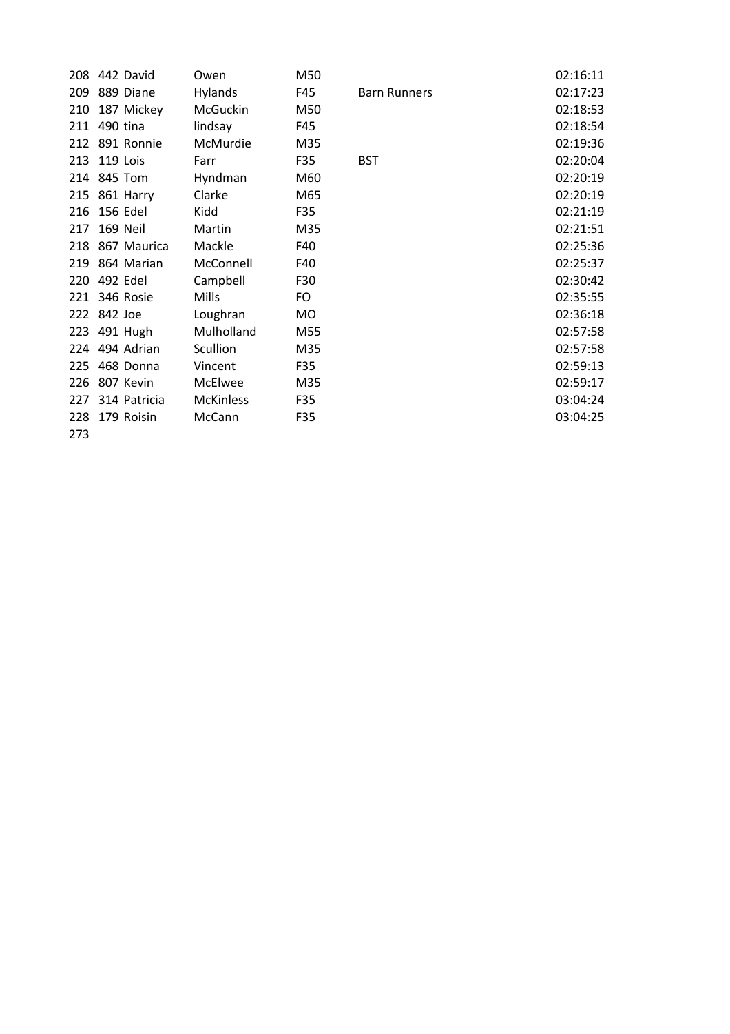| | | | | | | |
|---|---|---|---|---|---|---|
| 208 | 442 | David | Owen | M50 | | 02:16:11 |
| 209 | 889 | Diane | Hylands | F45 | Barn Runners | 02:17:23 |
| 210 | 187 | Mickey | McGuckin | M50 | | 02:18:53 |
| 211 | 490 | tina | lindsay | F45 | | 02:18:54 |
| 212 | 891 | Ronnie | McMurdie | M35 | | 02:19:36 |
| 213 | 119 | Lois | Farr | F35 | BST | 02:20:04 |
| 214 | 845 | Tom | Hyndman | M60 | | 02:20:19 |
| 215 | 861 | Harry | Clarke | M65 | | 02:20:19 |
| 216 | 156 | Edel | Kidd | F35 | | 02:21:19 |
| 217 | 169 | Neil | Martin | M35 | | 02:21:51 |
| 218 | 867 | Maurica | Mackle | F40 | | 02:25:36 |
| 219 | 864 | Marian | McConnell | F40 | | 02:25:37 |
| 220 | 492 | Edel | Campbell | F30 | | 02:30:42 |
| 221 | 346 | Rosie | Mills | FO | | 02:35:55 |
| 222 | 842 | Joe | Loughran | MO | | 02:36:18 |
| 223 | 491 | Hugh | Mulholland | M55 | | 02:57:58 |
| 224 | 494 | Adrian | Scullion | M35 | | 02:57:58 |
| 225 | 468 | Donna | Vincent | F35 | | 02:59:13 |
| 226 | 807 | Kevin | McElwee | M35 | | 02:59:17 |
| 227 | 314 | Patricia | McKinless | F35 | | 03:04:24 |
| 228 | 179 | Roisin | McCann | F35 | | 03:04:25 |
| 273 | | | | | | |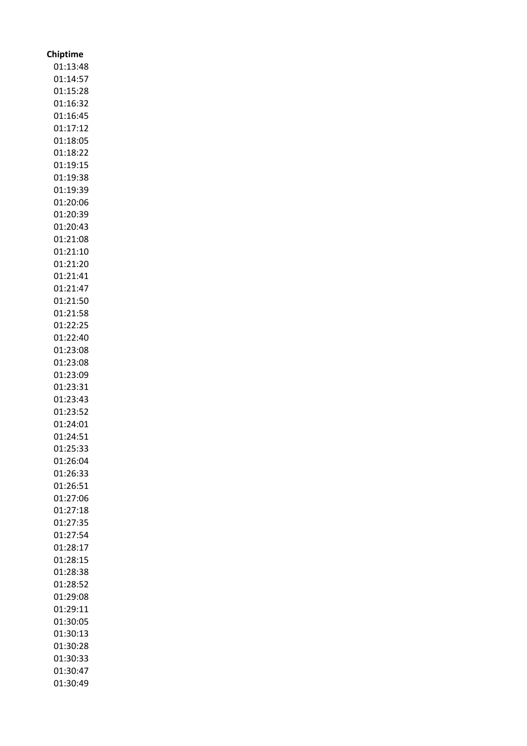| Chiptime |
| --- |
| 01:13:48 |
| 01:14:57 |
| 01:15:28 |
| 01:16:32 |
| 01:16:45 |
| 01:17:12 |
| 01:18:05 |
| 01:18:22 |
| 01:19:15 |
| 01:19:38 |
| 01:19:39 |
| 01:20:06 |
| 01:20:39 |
| 01:20:43 |
| 01:21:08 |
| 01:21:10 |
| 01:21:20 |
| 01:21:41 |
| 01:21:47 |
| 01:21:50 |
| 01:21:58 |
| 01:22:25 |
| 01:22:40 |
| 01:23:08 |
| 01:23:08 |
| 01:23:09 |
| 01:23:31 |
| 01:23:43 |
| 01:23:52 |
| 01:24:01 |
| 01:24:51 |
| 01:25:33 |
| 01:26:04 |
| 01:26:33 |
| 01:26:51 |
| 01:27:06 |
| 01:27:18 |
| 01:27:35 |
| 01:27:54 |
| 01:28:17 |
| 01:28:15 |
| 01:28:38 |
| 01:28:52 |
| 01:29:08 |
| 01:29:11 |
| 01:30:05 |
| 01:30:13 |
| 01:30:28 |
| 01:30:33 |
| 01:30:47 |
| 01:30:49 |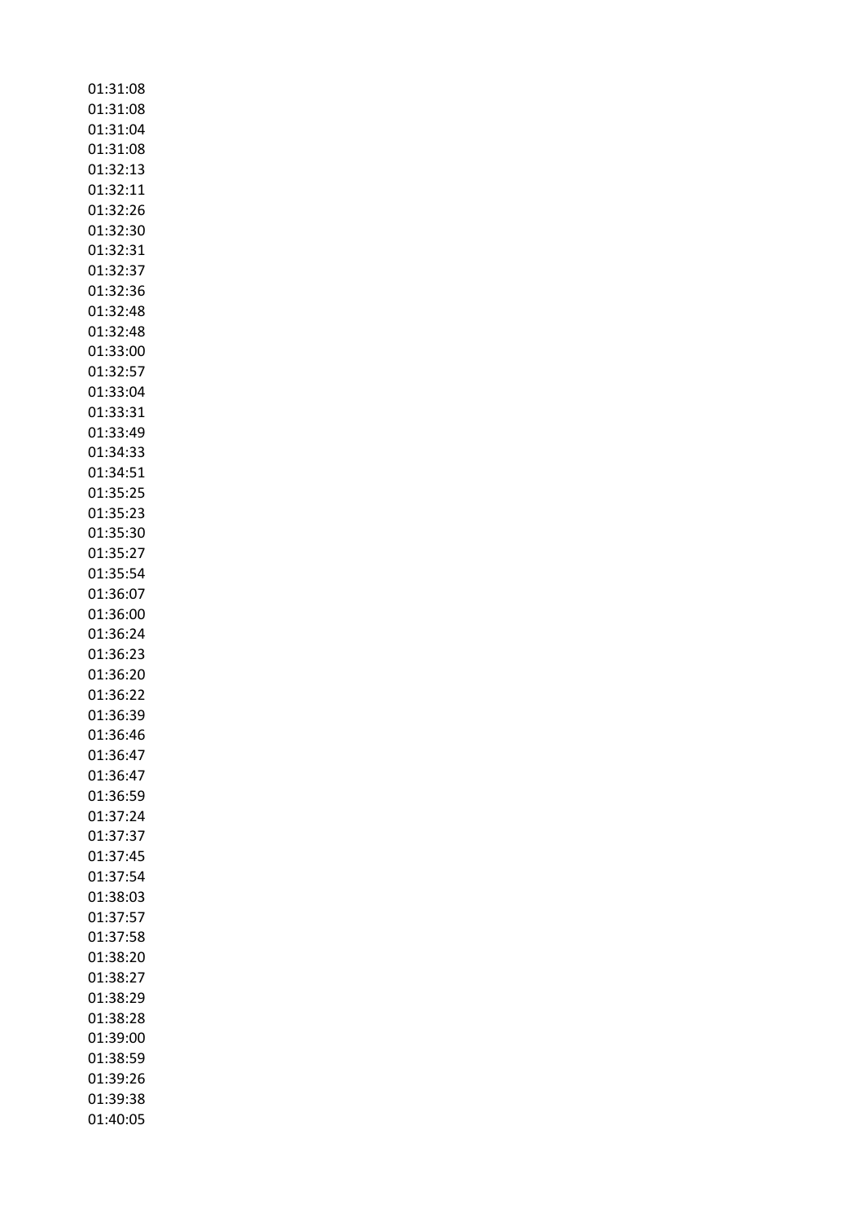01:31:08
01:31:08
01:31:04
01:31:08
01:32:13
01:32:11
01:32:26
01:32:30
01:32:31
01:32:37
01:32:36
01:32:48
01:32:48
01:33:00
01:32:57
01:33:04
01:33:31
01:33:49
01:34:33
01:34:51
01:35:25
01:35:23
01:35:30
01:35:27
01:35:54
01:36:07
01:36:00
01:36:24
01:36:23
01:36:20
01:36:22
01:36:39
01:36:46
01:36:47
01:36:47
01:36:59
01:37:24
01:37:37
01:37:45
01:37:54
01:38:03
01:37:57
01:37:58
01:38:20
01:38:27
01:38:29
01:38:28
01:39:00
01:38:59
01:39:26
01:39:38
01:40:05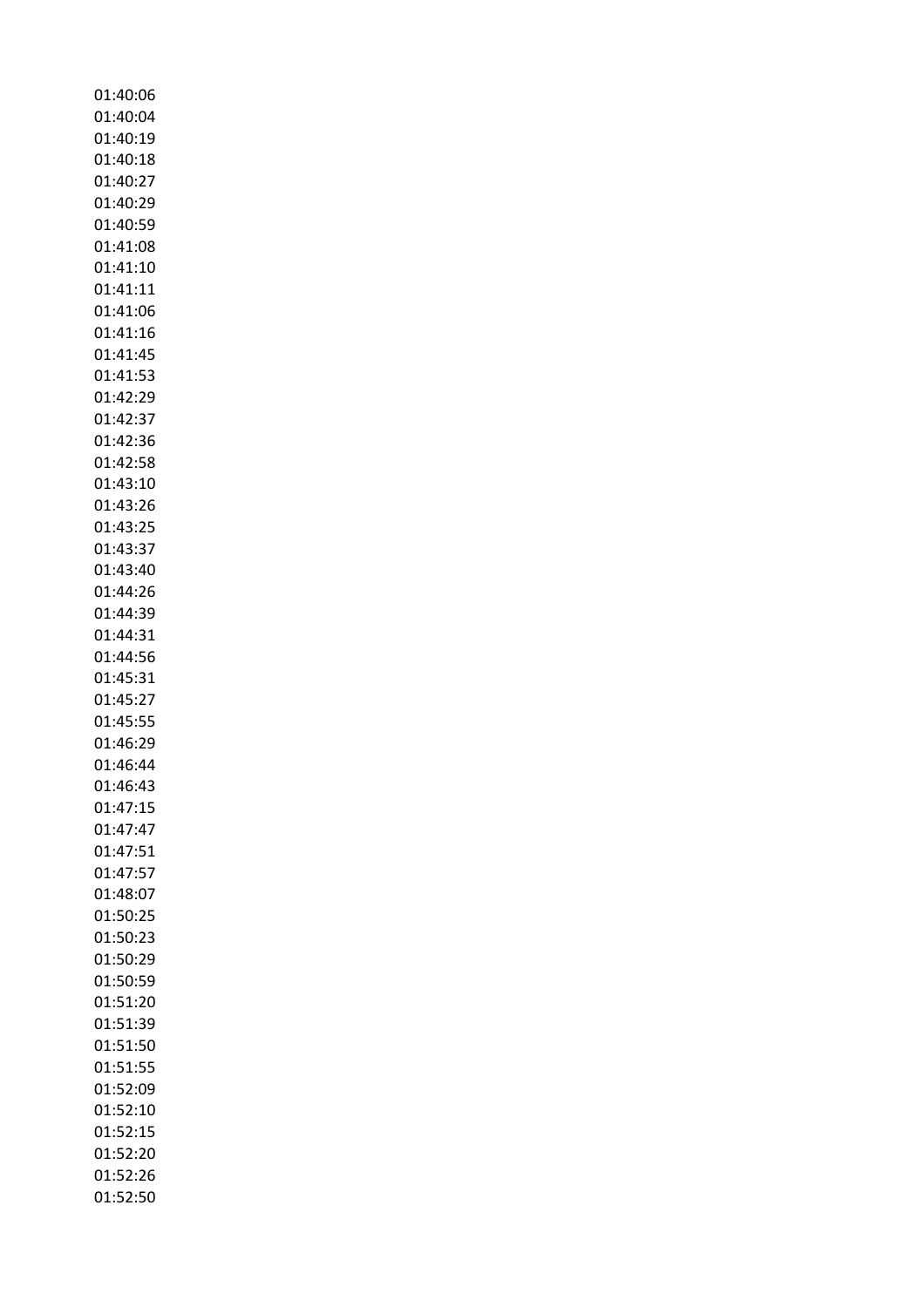01:40:06
01:40:04
01:40:19
01:40:18
01:40:27
01:40:29
01:40:59
01:41:08
01:41:10
01:41:11
01:41:06
01:41:16
01:41:45
01:41:53
01:42:29
01:42:37
01:42:36
01:42:58
01:43:10
01:43:26
01:43:25
01:43:37
01:43:40
01:44:26
01:44:39
01:44:31
01:44:56
01:45:31
01:45:27
01:45:55
01:46:29
01:46:44
01:46:43
01:47:15
01:47:47
01:47:51
01:47:57
01:48:07
01:50:25
01:50:23
01:50:29
01:50:59
01:51:20
01:51:39
01:51:50
01:51:55
01:52:09
01:52:10
01:52:15
01:52:20
01:52:26
01:52:50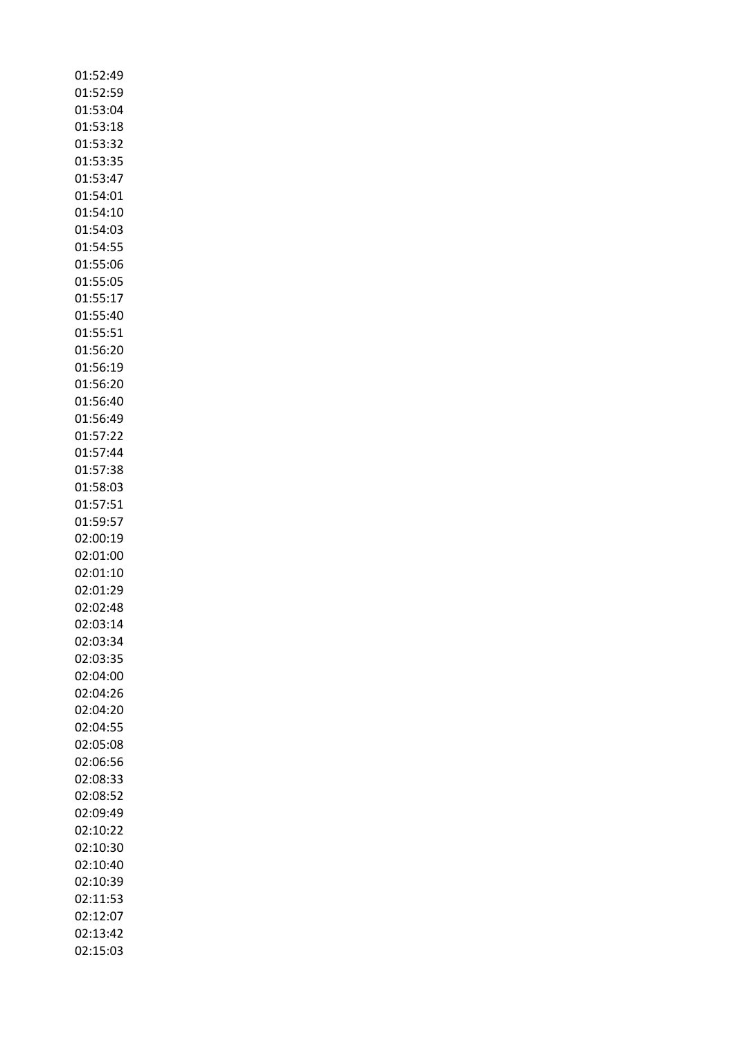01:52:49
01:52:59
01:53:04
01:53:18
01:53:32
01:53:35
01:53:47
01:54:01
01:54:10
01:54:03
01:54:55
01:55:06
01:55:05
01:55:17
01:55:40
01:55:51
01:56:20
01:56:19
01:56:20
01:56:40
01:56:49
01:57:22
01:57:44
01:57:38
01:58:03
01:57:51
01:59:57
02:00:19
02:01:00
02:01:10
02:01:29
02:02:48
02:03:14
02:03:34
02:03:35
02:04:00
02:04:26
02:04:20
02:04:55
02:05:08
02:06:56
02:08:33
02:08:52
02:09:49
02:10:22
02:10:30
02:10:40
02:10:39
02:11:53
02:12:07
02:13:42
02:15:03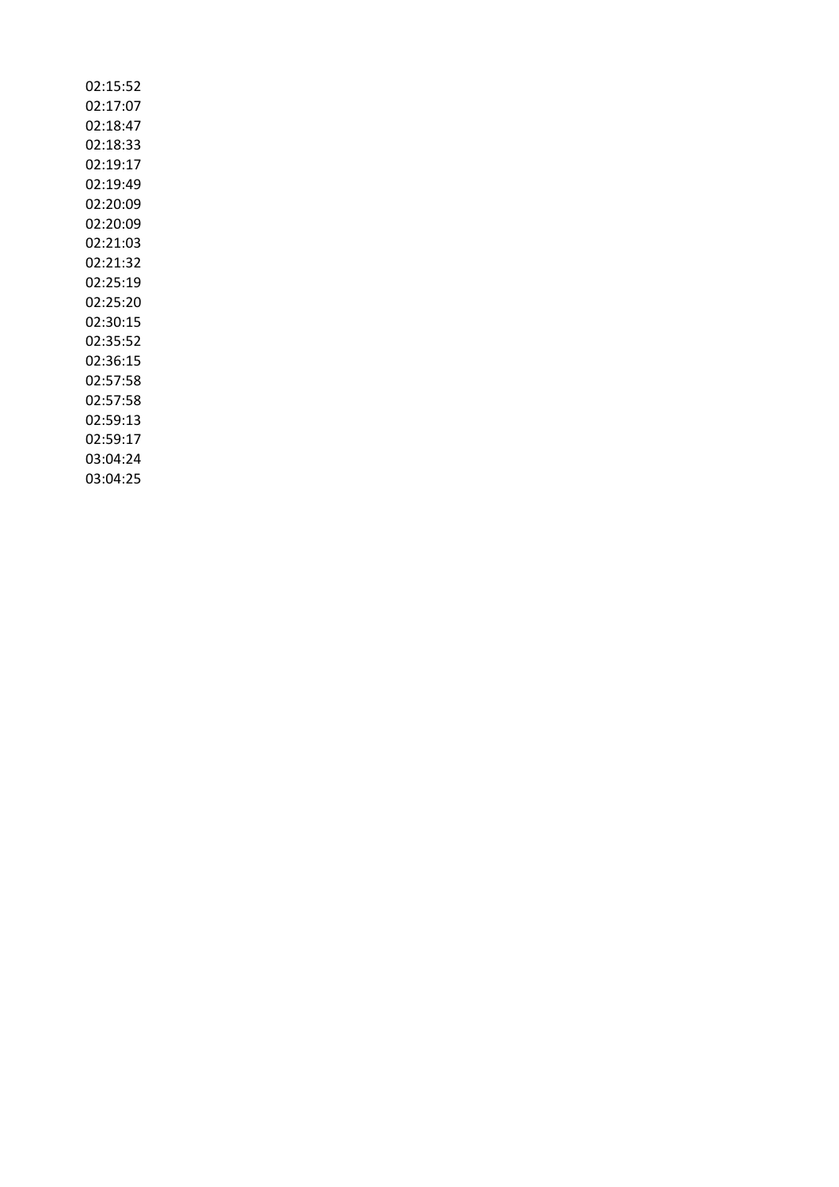02:15:52
02:17:07
02:18:47
02:18:33
02:19:17
02:19:49
02:20:09
02:20:09
02:21:03
02:21:32
02:25:19
02:25:20
02:30:15
02:35:52
02:36:15
02:57:58
02:57:58
02:59:13
02:59:17
03:04:24
03:04:25